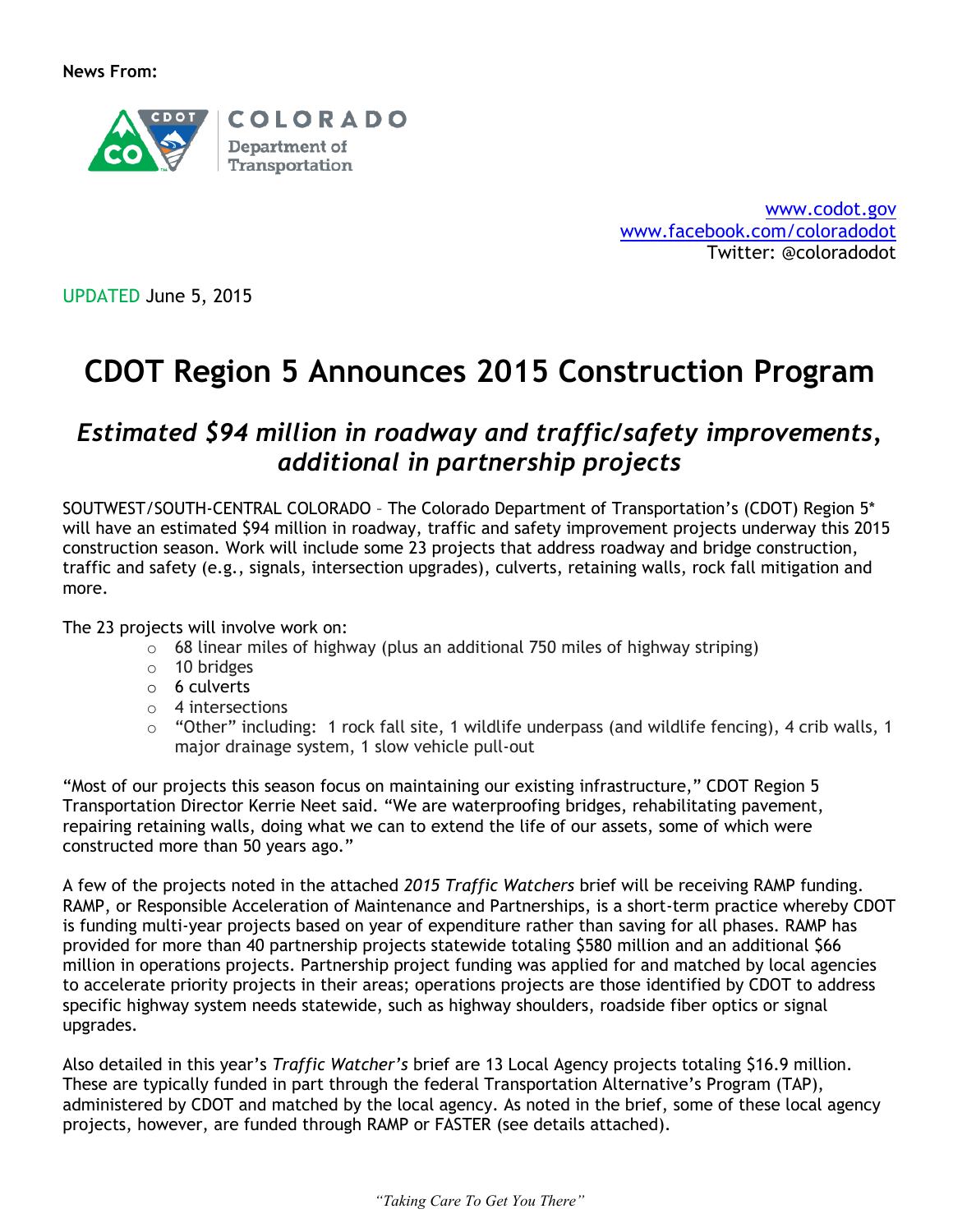News From:

COLORADO Department of Transportation

www.codot.gov
www.facebook.com/coloradodot
Twitter: @coloradodot

UPDATED June 5, 2015

# CDOT Region 5 Announces 2015 Construction Program

## *Estimated $94 million in roadway and traffic/safety improvements, additional in partnership projects*

SOUTWEST/SOUTH-CENTRAL COLORADO – The Colorado Department of Transportation's (CDOT) Region 5* will have an estimated $94 million in roadway, traffic and safety improvement projects underway this 2015 construction season. Work will include some 23 projects that address roadway and bridge construction, traffic and safety (e.g., signals, intersection upgrades), culverts, retaining walls, rock fall mitigation and more.

The 23 projects will involve work on:

- 68 linear miles of highway (plus an additional 750 miles of highway striping)
- 10 bridges
- 6 culverts
- 4 intersections
- "Other" including: 1 rock fall site, 1 wildlife underpass (and wildlife fencing), 4 crib walls, 1 major drainage system, 1 slow vehicle pull-out

"Most of our projects this season focus on maintaining our existing infrastructure," CDOT Region 5 Transportation Director Kerrie Neet said. "We are waterproofing bridges, rehabilitating pavement, repairing retaining walls, doing what we can to extend the life of our assets, some of which were constructed more than 50 years ago."

A few of the projects noted in the attached *2015 Traffic Watchers* brief will be receiving RAMP funding. RAMP, or Responsible Acceleration of Maintenance and Partnerships, is a short-term practice whereby CDOT is funding multi-year projects based on year of expenditure rather than saving for all phases. RAMP has provided for more than 40 partnership projects statewide totaling $580 million and an additional $66 million in operations projects. Partnership project funding was applied for and matched by local agencies to accelerate priority projects in their areas; operations projects are those identified by CDOT to address specific highway system needs statewide, such as highway shoulders, roadside fiber optics or signal upgrades.

Also detailed in this year's *Traffic Watcher's* brief are 13 Local Agency projects totaling $16.9 million. These are typically funded in part through the federal Transportation Alternative's Program (TAP), administered by CDOT and matched by the local agency. As noted in the brief, some of these local agency projects, however, are funded through RAMP or FASTER (see details attached).

*"Taking Care To Get You There"*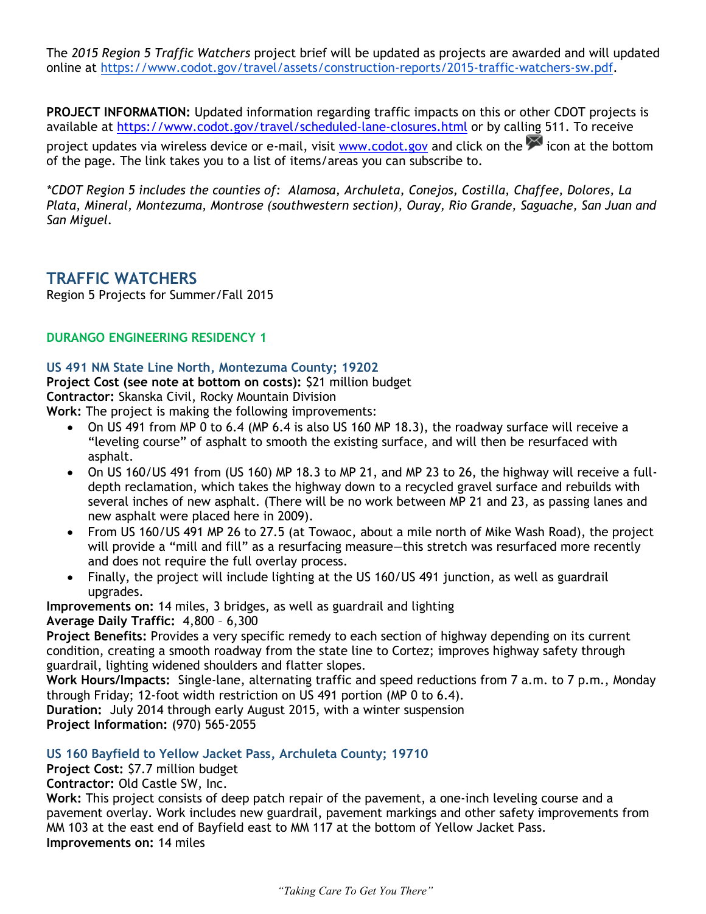The *2015 Region 5 Traffic Watchers* project brief will be updated as projects are awarded and will updated online at https://www.codot.gov/travel/assets/construction-reports/2015-traffic-watchers-sw.pdf.

**PROJECT INFORMATION:** Updated information regarding traffic impacts on this or other CDOT projects is available at https://www.codot.gov/travel/scheduled-lane-closures.html or by calling 511. To receive project updates via wireless device or e-mail, visit www.codot.gov and click on the icon at the bottom of the page. The link takes you to a list of items/areas you can subscribe to.

**CDOT Region 5 includes the counties of: Alamosa, Archuleta, Conejos, Costilla, Chaffee, Dolores, La Plata, Mineral, Montezuma, Montrose (southwestern section), Ouray, Rio Grande, Saguache, San Juan and San Miguel.*

# TRAFFIC WATCHERS

Region 5 Projects for Summer/Fall 2015

## DURANGO ENGINEERING RESIDENCY 1

### US 491 NM State Line North, Montezuma County; 19202

**Project Cost (see note at bottom on costs):** $21 million budget
**Contractor:** Skanska Civil, Rocky Mountain Division
**Work:** The project is making the following improvements:

- On US 491 from MP 0 to 6.4 (MP 6.4 is also US 160 MP 18.3), the roadway surface will receive a "leveling course" of asphalt to smooth the existing surface, and will then be resurfaced with asphalt.
- On US 160/US 491 from (US 160) MP 18.3 to MP 21, and MP 23 to 26, the highway will receive a full-depth reclamation, which takes the highway down to a recycled gravel surface and rebuilds with several inches of new asphalt. (There will be no work between MP 21 and 23, as passing lanes and new asphalt were placed here in 2009).
- From US 160/US 491 MP 26 to 27.5 (at Towaoc, about a mile north of Mike Wash Road), the project will provide a "mill and fill" as a resurfacing measure—this stretch was resurfaced more recently and does not require the full overlay process.
- Finally, the project will include lighting at the US 160/US 491 junction, as well as guardrail upgrades.

**Improvements on:** 14 miles, 3 bridges, as well as guardrail and lighting
**Average Daily Traffic:** 4,800 – 6,300
**Project Benefits:** Provides a very specific remedy to each section of highway depending on its current condition, creating a smooth roadway from the state line to Cortez; improves highway safety through guardrail, lighting widened shoulders and flatter slopes.
**Work Hours/Impacts:** Single-lane, alternating traffic and speed reductions from 7 a.m. to 7 p.m., Monday through Friday; 12-foot width restriction on US 491 portion (MP 0 to 6.4).
**Duration:** July 2014 through early August 2015, with a winter suspension
**Project Information:** (970) 565-2055

### US 160 Bayfield to Yellow Jacket Pass, Archuleta County; 19710

**Project Cost:** $7.7 million budget
**Contractor:** Old Castle SW, Inc.
**Work:** This project consists of deep patch repair of the pavement, a one-inch leveling course and a pavement overlay. Work includes new guardrail, pavement markings and other safety improvements from MM 103 at the east end of Bayfield east to MM 117 at the bottom of Yellow Jacket Pass.
**Improvements on:** 14 miles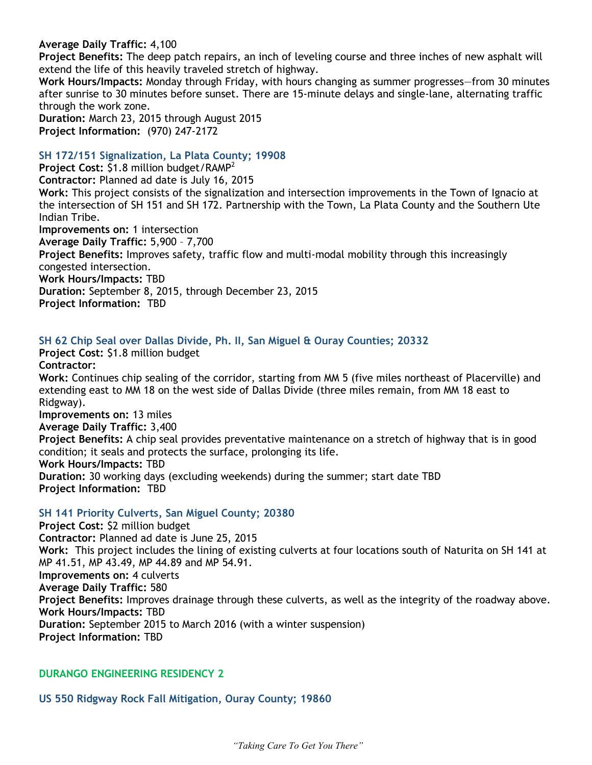**Average Daily Traffic:** 4,100
**Project Benefits:** The deep patch repairs, an inch of leveling course and three inches of new asphalt will extend the life of this heavily traveled stretch of highway.
**Work Hours/Impacts:** Monday through Friday, with hours changing as summer progresses—from 30 minutes after sunrise to 30 minutes before sunset. There are 15-minute delays and single-lane, alternating traffic through the work zone.
**Duration:** March 23, 2015 through August 2015
**Project Information:** (970) 247-2172

### SH 172/151 Signalization, La Plata County; 19908

**Project Cost:** $1.8 million budget/RAMP[2]
**Contractor:** Planned ad date is July 16, 2015
**Work:** This project consists of the signalization and intersection improvements in the Town of Ignacio at the intersection of SH 151 and SH 172. Partnership with the Town, La Plata County and the Southern Ute Indian Tribe.
**Improvements on:** 1 intersection
**Average Daily Traffic:** 5,900 – 7,700
**Project Benefits:** Improves safety, traffic flow and multi-modal mobility through this increasingly congested intersection.
**Work Hours/Impacts:** TBD
**Duration:** September 8, 2015, through December 23, 2015
**Project Information:** TBD

### SH 62 Chip Seal over Dallas Divide, Ph. II, San Miguel & Ouray Counties; 20332

**Project Cost:** $1.8 million budget
**Contractor:**
**Work:** Continues chip sealing of the corridor, starting from MM 5 (five miles northeast of Placerville) and extending east to MM 18 on the west side of Dallas Divide (three miles remain, from MM 18 east to Ridgway).
**Improvements on:** 13 miles
**Average Daily Traffic:** 3,400
**Project Benefits:** A chip seal provides preventative maintenance on a stretch of highway that is in good condition; it seals and protects the surface, prolonging its life.
**Work Hours/Impacts:** TBD
**Duration:** 30 working days (excluding weekends) during the summer; start date TBD
**Project Information:** TBD

### SH 141 Priority Culverts, San Miguel County; 20380

**Project Cost:** $2 million budget
**Contractor:** Planned ad date is June 25, 2015
**Work:** This project includes the lining of existing culverts at four locations south of Naturita on SH 141 at MP 41.51, MP 43.49, MP 44.89 and MP 54.91.
**Improvements on:** 4 culverts
**Average Daily Traffic:** 580
**Project Benefits:** Improves drainage through these culverts, as well as the integrity of the roadway above.
**Work Hours/Impacts:** TBD
**Duration:** September 2015 to March 2016 (with a winter suspension)
**Project Information:** TBD

## DURANGO ENGINEERING RESIDENCY 2

### US 550 Ridgway Rock Fall Mitigation, Ouray County; 19860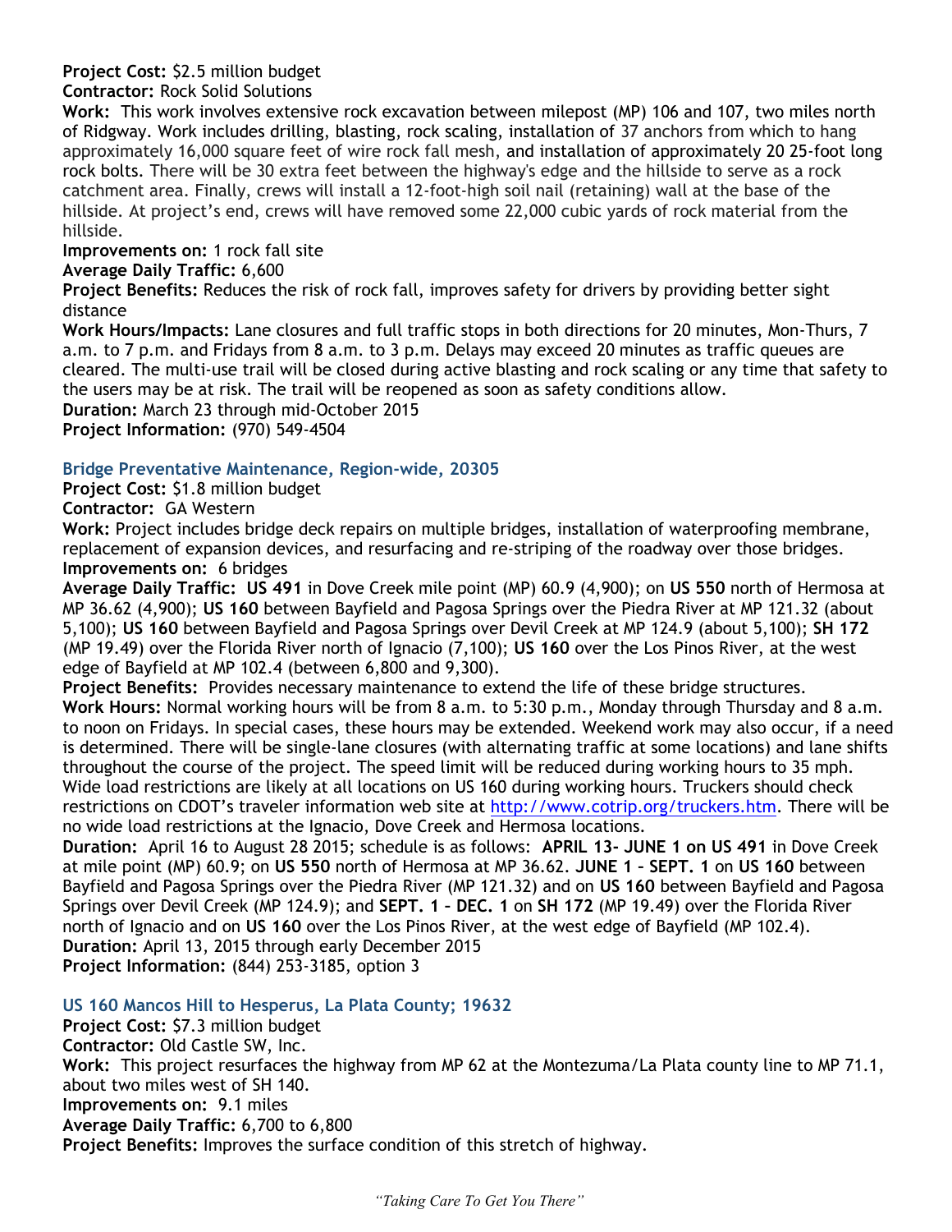**Project Cost:** $2.5 million budget
**Contractor:** Rock Solid Solutions
**Work:** This work involves extensive rock excavation between milepost (MP) 106 and 107, two miles north of Ridgway. Work includes drilling, blasting, rock scaling, installation of 37 anchors from which to hang approximately 16,000 square feet of wire rock fall mesh, and installation of approximately 20 25-foot long rock bolts. There will be 30 extra feet between the highway's edge and the hillside to serve as a rock catchment area. Finally, crews will install a 12-foot-high soil nail (retaining) wall at the base of the hillside. At project's end, crews will have removed some 22,000 cubic yards of rock material from the hillside.
**Improvements on:** 1 rock fall site
**Average Daily Traffic:** 6,600
**Project Benefits:** Reduces the risk of rock fall, improves safety for drivers by providing better sight distance
**Work Hours/Impacts:** Lane closures and full traffic stops in both directions for 20 minutes, Mon-Thurs, 7 a.m. to 7 p.m. and Fridays from 8 a.m. to 3 p.m. Delays may exceed 20 minutes as traffic queues are cleared. The multi-use trail will be closed during active blasting and rock scaling or any time that safety to the users may be at risk. The trail will be reopened as soon as safety conditions allow.
**Duration:** March 23 through mid-October 2015
**Project Information:** (970) 549-4504

### Bridge Preventative Maintenance, Region-wide, 20305

**Project Cost:** $1.8 million budget
**Contractor:** GA Western
**Work:** Project includes bridge deck repairs on multiple bridges, installation of waterproofing membrane, replacement of expansion devices, and resurfacing and re-striping of the roadway over those bridges.
**Improvements on:** 6 bridges
**Average Daily Traffic:** **US 491** in Dove Creek mile point (MP) 60.9 (4,900); on **US 550** north of Hermosa at MP 36.62 (4,900); **US 160** between Bayfield and Pagosa Springs over the Piedra River at MP 121.32 (about 5,100); **US 160** between Bayfield and Pagosa Springs over Devil Creek at MP 124.9 (about 5,100); **SH 172** (MP 19.49) over the Florida River north of Ignacio (7,100); **US 160** over the Los Pinos River, at the west edge of Bayfield at MP 102.4 (between 6,800 and 9,300).
**Project Benefits:** Provides necessary maintenance to extend the life of these bridge structures.
**Work Hours:** Normal working hours will be from 8 a.m. to 5:30 p.m., Monday through Thursday and 8 a.m. to noon on Fridays. In special cases, these hours may be extended. Weekend work may also occur, if a need is determined. There will be single-lane closures (with alternating traffic at some locations) and lane shifts throughout the course of the project. The speed limit will be reduced during working hours to 35 mph. Wide load restrictions are likely at all locations on US 160 during working hours. Truckers should check restrictions on CDOT's traveler information web site at http://www.cotrip.org/truckers.htm. There will be no wide load restrictions at the Ignacio, Dove Creek and Hermosa locations.
**Duration:** April 16 to August 28 2015; schedule is as follows: **APRIL 13- JUNE 1 on US 491** in Dove Creek at mile point (MP) 60.9; on **US 550** north of Hermosa at MP 36.62. **JUNE 1 – SEPT. 1** on **US 160** between Bayfield and Pagosa Springs over the Piedra River (MP 121.32) and on **US 160** between Bayfield and Pagosa Springs over Devil Creek (MP 124.9); and **SEPT. 1 – DEC. 1** on **SH 172** (MP 19.49) over the Florida River north of Ignacio and on **US 160** over the Los Pinos River, at the west edge of Bayfield (MP 102.4).
**Duration:** April 13, 2015 through early December 2015
**Project Information:** (844) 253-3185, option 3

### US 160 Mancos Hill to Hesperus, La Plata County; 19632

**Project Cost:** $7.3 million budget
**Contractor:** Old Castle SW, Inc.
**Work:** This project resurfaces the highway from MP 62 at the Montezuma/La Plata county line to MP 71.1, about two miles west of SH 140.
**Improvements on:** 9.1 miles
**Average Daily Traffic:** 6,700 to 6,800
**Project Benefits:** Improves the surface condition of this stretch of highway.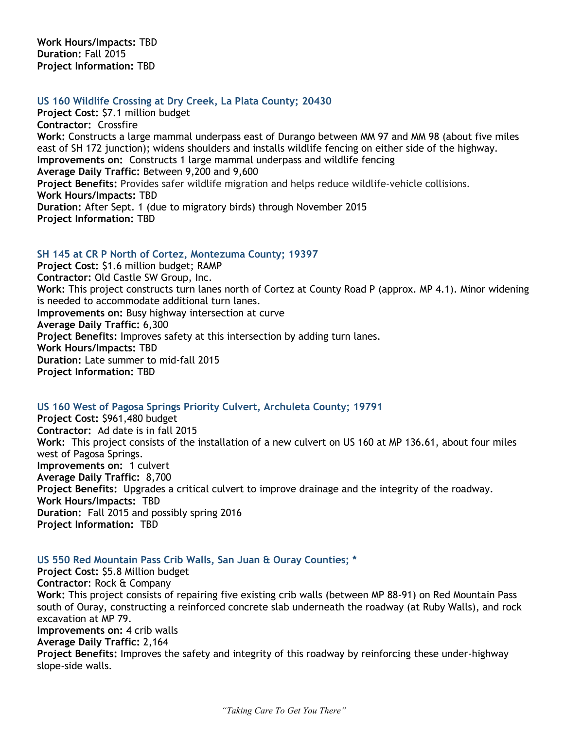**Work Hours/Impacts:** TBD
**Duration:** Fall 2015
**Project Information:** TBD

### US 160 Wildlife Crossing at Dry Creek, La Plata County; 20430

**Project Cost:** $7.1 million budget
**Contractor:** Crossfire
**Work:** Constructs a large mammal underpass east of Durango between MM 97 and MM 98 (about five miles east of SH 172 junction); widens shoulders and installs wildlife fencing on either side of the highway.
**Improvements on:** Constructs 1 large mammal underpass and wildlife fencing
**Average Daily Traffic:** Between 9,200 and 9,600
**Project Benefits:** Provides safer wildlife migration and helps reduce wildlife-vehicle collisions.
**Work Hours/Impacts:** TBD
**Duration:** After Sept. 1 (due to migratory birds) through November 2015
**Project Information:** TBD

### SH 145 at CR P North of Cortez, Montezuma County; 19397

**Project Cost:** $1.6 million budget; RAMP
**Contractor:** Old Castle SW Group, Inc.
**Work:** This project constructs turn lanes north of Cortez at County Road P (approx. MP 4.1). Minor widening is needed to accommodate additional turn lanes.
**Improvements on:** Busy highway intersection at curve
**Average Daily Traffic:** 6,300
**Project Benefits:** Improves safety at this intersection by adding turn lanes.
**Work Hours/Impacts:** TBD
**Duration:** Late summer to mid-fall 2015
**Project Information:** TBD

### US 160 West of Pagosa Springs Priority Culvert, Archuleta County; 19791

**Project Cost:** $961,480 budget
**Contractor:** Ad date is in fall 2015
**Work:** This project consists of the installation of a new culvert on US 160 at MP 136.61, about four miles west of Pagosa Springs.
**Improvements on:** 1 culvert
**Average Daily Traffic:** 8,700
**Project Benefits:** Upgrades a critical culvert to improve drainage and the integrity of the roadway.
**Work Hours/Impacts:** TBD
**Duration:** Fall 2015 and possibly spring 2016
**Project Information:** TBD

### US 550 Red Mountain Pass Crib Walls, San Juan & Ouray Counties; *

**Project Cost:** $5.8 Million budget
**Contractor**: Rock & Company
**Work:** This project consists of repairing five existing crib walls (between MP 88-91) on Red Mountain Pass south of Ouray, constructing a reinforced concrete slab underneath the roadway (at Ruby Walls), and rock excavation at MP 79.
**Improvements on:** 4 crib walls
**Average Daily Traffic:** 2,164
**Project Benefits:** Improves the safety and integrity of this roadway by reinforcing these under-highway slope-side walls.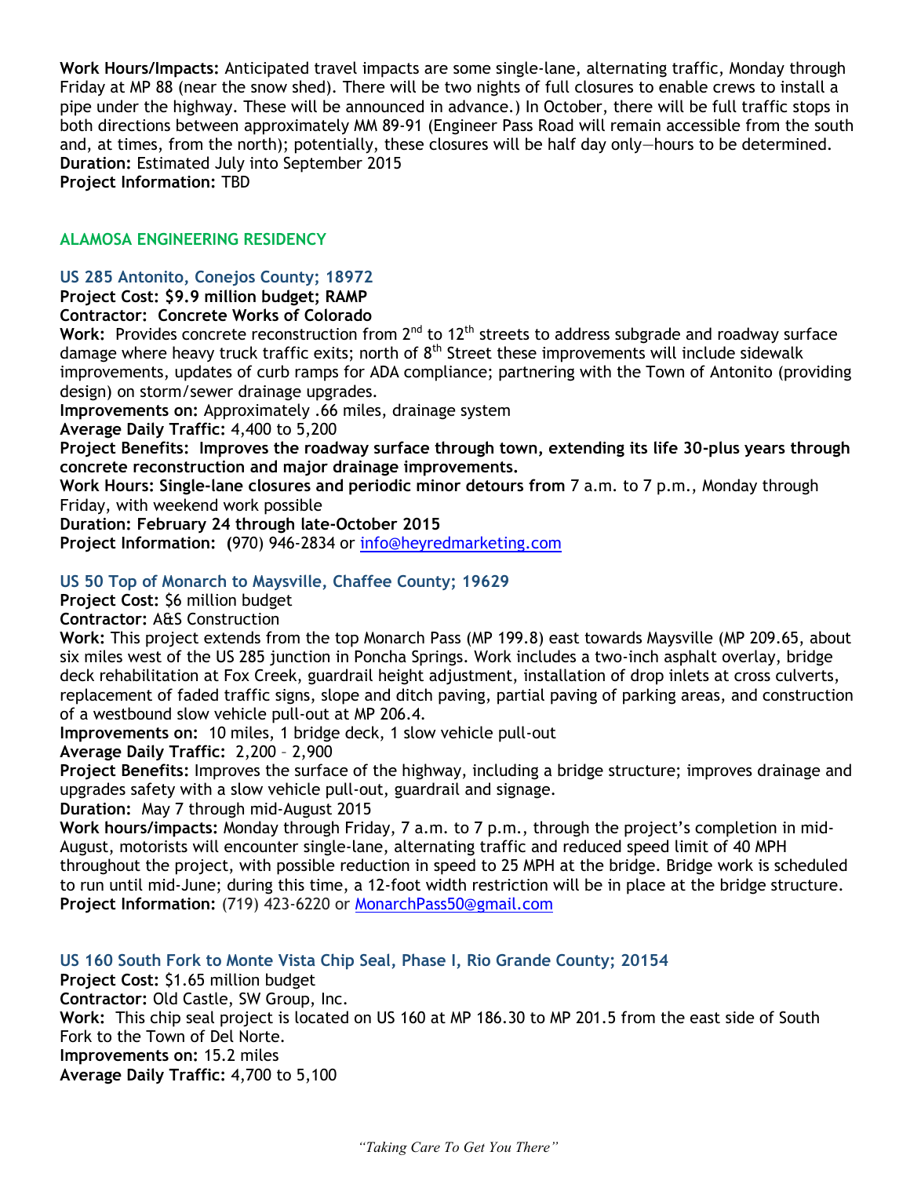**Work Hours/Impacts:** Anticipated travel impacts are some single-lane, alternating traffic, Monday through Friday at MP 88 (near the snow shed). There will be two nights of full closures to enable crews to install a pipe under the highway. These will be announced in advance.) In October, there will be full traffic stops in both directions between approximately MM 89-91 (Engineer Pass Road will remain accessible from the south and, at times, from the north); potentially, these closures will be half day only—hours to be determined.
**Duration:** Estimated July into September 2015
**Project Information:** TBD

## ALAMOSA ENGINEERING RESIDENCY

### US 285 Antonito, Conejos County; 18972

**Project Cost: $9.9 million budget; RAMP**
**Contractor: Concrete Works of Colorado**
**Work:** Provides concrete reconstruction from 2nd to 12th streets to address subgrade and roadway surface damage where heavy truck traffic exits; north of 8th Street these improvements will include sidewalk improvements, updates of curb ramps for ADA compliance; partnering with the Town of Antonito (providing design) on storm/sewer drainage upgrades.
**Improvements on:** Approximately .66 miles, drainage system
**Average Daily Traffic:** 4,400 to 5,200
**Project Benefits: Improves the roadway surface through town, extending its life 30-plus years through concrete reconstruction and major drainage improvements.**
**Work Hours: Single-lane closures and periodic minor detours from** 7 a.m. to 7 p.m., Monday through Friday, with weekend work possible
**Duration: February 24 through late-October 2015**
**Project Information: (**970) 946-2834 or info@heyredmarketing.com

### US 50 Top of Monarch to Maysville, Chaffee County; 19629

**Project Cost:** $6 million budget
**Contractor:** A&S Construction
**Work:** This project extends from the top Monarch Pass (MP 199.8) east towards Maysville (MP 209.65, about six miles west of the US 285 junction in Poncha Springs. Work includes a two-inch asphalt overlay, bridge deck rehabilitation at Fox Creek, guardrail height adjustment, installation of drop inlets at cross culverts, replacement of faded traffic signs, slope and ditch paving, partial paving of parking areas, and construction of a westbound slow vehicle pull-out at MP 206.4.
**Improvements on:** 10 miles, 1 bridge deck, 1 slow vehicle pull-out
**Average Daily Traffic:** 2,200 – 2,900
**Project Benefits:** Improves the surface of the highway, including a bridge structure; improves drainage and upgrades safety with a slow vehicle pull-out, guardrail and signage.
**Duration:** May 7 through mid-August 2015
**Work hours/impacts:** Monday through Friday, 7 a.m. to 7 p.m., through the project's completion in mid-August, motorists will encounter single-lane, alternating traffic and reduced speed limit of 40 MPH throughout the project, with possible reduction in speed to 25 MPH at the bridge. Bridge work is scheduled to run until mid-June; during this time, a 12-foot width restriction will be in place at the bridge structure.
**Project Information:** (719) 423-6220 or MonarchPass50@gmail.com

### US 160 South Fork to Monte Vista Chip Seal, Phase I, Rio Grande County; 20154

**Project Cost:** $1.65 million budget
**Contractor:** Old Castle, SW Group, Inc.
**Work:** This chip seal project is located on US 160 at MP 186.30 to MP 201.5 from the east side of South Fork to the Town of Del Norte.
**Improvements on:** 15.2 miles
**Average Daily Traffic:** 4,700 to 5,100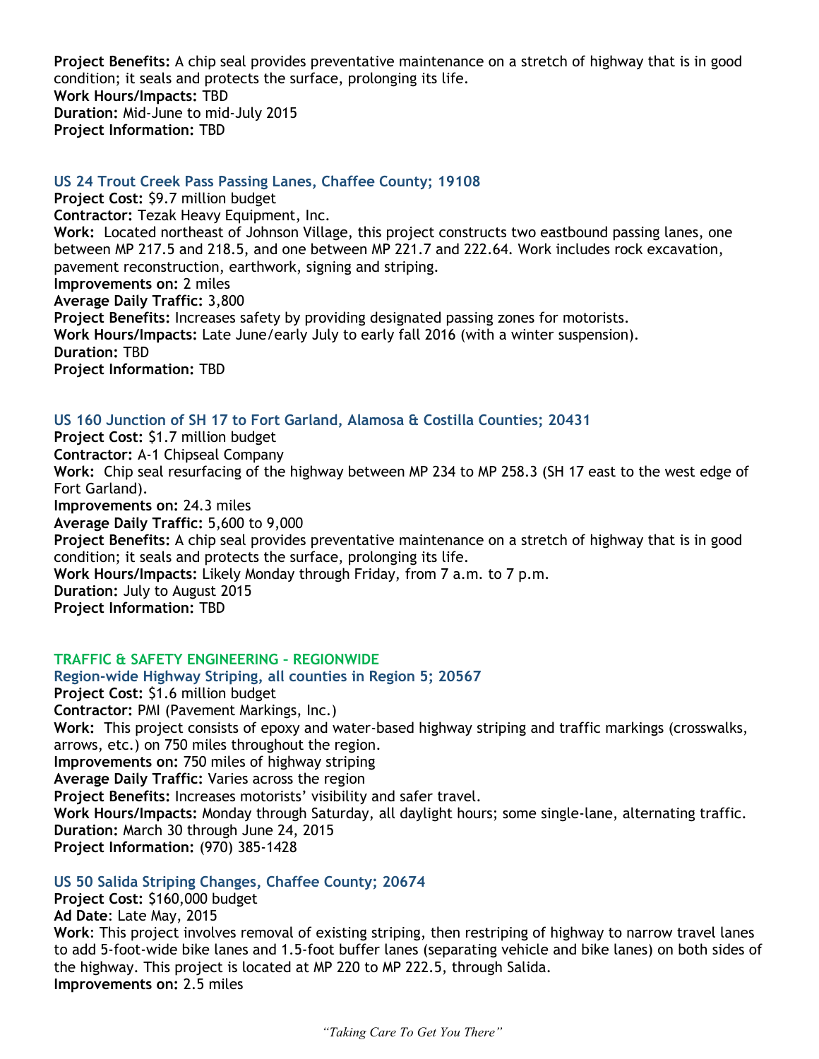**Project Benefits:** A chip seal provides preventative maintenance on a stretch of highway that is in good condition; it seals and protects the surface, prolonging its life.
**Work Hours/Impacts:** TBD
**Duration:** Mid-June to mid-July 2015
**Project Information:** TBD

### US 24 Trout Creek Pass Passing Lanes, Chaffee County; 19108

**Project Cost:** $9.7 million budget
**Contractor:** Tezak Heavy Equipment, Inc.
**Work:** Located northeast of Johnson Village, this project constructs two eastbound passing lanes, one between MP 217.5 and 218.5, and one between MP 221.7 and 222.64. Work includes rock excavation, pavement reconstruction, earthwork, signing and striping.
**Improvements on:** 2 miles
**Average Daily Traffic:** 3,800
**Project Benefits:** Increases safety by providing designated passing zones for motorists.
**Work Hours/Impacts:** Late June/early July to early fall 2016 (with a winter suspension).
**Duration:** TBD
**Project Information:** TBD

### US 160 Junction of SH 17 to Fort Garland, Alamosa & Costilla Counties; 20431

**Project Cost:** $1.7 million budget
**Contractor:** A-1 Chipseal Company
**Work:** Chip seal resurfacing of the highway between MP 234 to MP 258.3 (SH 17 east to the west edge of Fort Garland).
**Improvements on:** 24.3 miles
**Average Daily Traffic:** 5,600 to 9,000
**Project Benefits:** A chip seal provides preventative maintenance on a stretch of highway that is in good condition; it seals and protects the surface, prolonging its life.
**Work Hours/Impacts:** Likely Monday through Friday, from 7 a.m. to 7 p.m.
**Duration:** July to August 2015
**Project Information:** TBD

## TRAFFIC & SAFETY ENGINEERING – REGIONWIDE

### Region-wide Highway Striping, all counties in Region 5; 20567

**Project Cost:** $1.6 million budget
**Contractor:** PMI (Pavement Markings, Inc.)
**Work:** This project consists of epoxy and water-based highway striping and traffic markings (crosswalks, arrows, etc.) on 750 miles throughout the region.
**Improvements on:** 750 miles of highway striping
**Average Daily Traffic:** Varies across the region
**Project Benefits:** Increases motorists' visibility and safer travel.
**Work Hours/Impacts:** Monday through Saturday, all daylight hours; some single-lane, alternating traffic.
**Duration:** March 30 through June 24, 2015
**Project Information:** (970) 385-1428

### US 50 Salida Striping Changes, Chaffee County; 20674

**Project Cost:** $160,000 budget
**Ad Date**: Late May, 2015
**Work**: This project involves removal of existing striping, then restriping of highway to narrow travel lanes to add 5-foot-wide bike lanes and 1.5-foot buffer lanes (separating vehicle and bike lanes) on both sides of the highway. This project is located at MP 220 to MP 222.5, through Salida.
**Improvements on:** 2.5 miles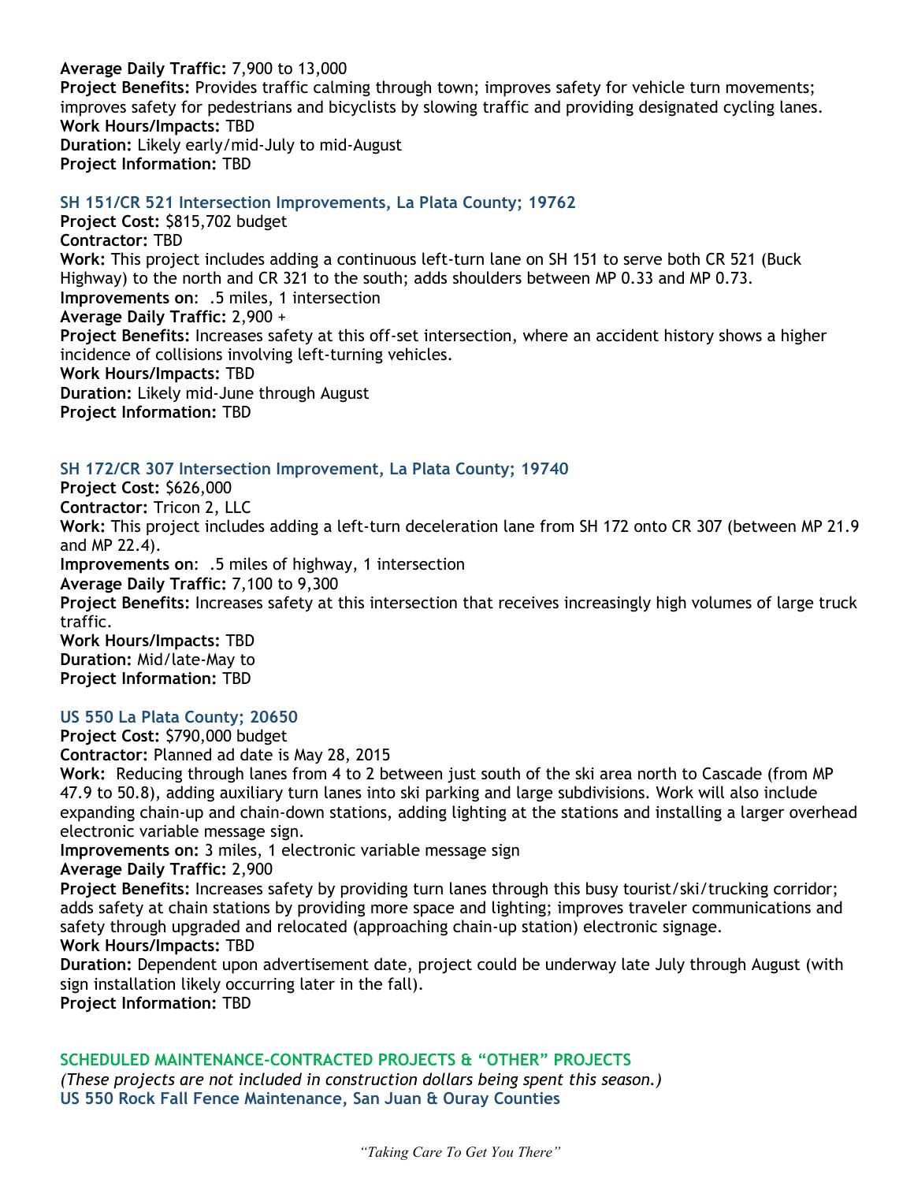**Average Daily Traffic:** 7,900 to 13,000
**Project Benefits:** Provides traffic calming through town; improves safety for vehicle turn movements; improves safety for pedestrians and bicyclists by slowing traffic and providing designated cycling lanes.
**Work Hours/Impacts:** TBD
**Duration:** Likely early/mid-July to mid-August
**Project Information:** TBD

### SH 151/CR 521 Intersection Improvements, La Plata County; 19762

**Project Cost:** $815,702 budget
**Contractor:** TBD
**Work:** This project includes adding a continuous left-turn lane on SH 151 to serve both CR 521 (Buck Highway) to the north and CR 321 to the south; adds shoulders between MP 0.33 and MP 0.73.
**Improvements on**: .5 miles, 1 intersection
**Average Daily Traffic:** 2,900 +
**Project Benefits:** Increases safety at this off-set intersection, where an accident history shows a higher incidence of collisions involving left-turning vehicles.
**Work Hours/Impacts:** TBD
**Duration:** Likely mid-June through August
**Project Information:** TBD

### SH 172/CR 307 Intersection Improvement, La Plata County; 19740

**Project Cost:** $626,000
**Contractor:** Tricon 2, LLC
**Work:** This project includes adding a left-turn deceleration lane from SH 172 onto CR 307 (between MP 21.9 and MP 22.4).
**Improvements on**: .5 miles of highway, 1 intersection
**Average Daily Traffic:** 7,100 to 9,300
**Project Benefits:** Increases safety at this intersection that receives increasingly high volumes of large truck traffic.
**Work Hours/Impacts:** TBD
**Duration:** Mid/late-May to
**Project Information:** TBD

### US 550 La Plata County; 20650

**Project Cost:** $790,000 budget
**Contractor:** Planned ad date is May 28, 2015
**Work:** Reducing through lanes from 4 to 2 between just south of the ski area north to Cascade (from MP 47.9 to 50.8), adding auxiliary turn lanes into ski parking and large subdivisions. Work will also include expanding chain-up and chain-down stations, adding lighting at the stations and installing a larger overhead electronic variable message sign.
**Improvements on:** 3 miles, 1 electronic variable message sign
**Average Daily Traffic:** 2,900
**Project Benefits:** Increases safety by providing turn lanes through this busy tourist/ski/trucking corridor; adds safety at chain stations by providing more space and lighting; improves traveler communications and safety through upgraded and relocated (approaching chain-up station) electronic signage.
**Work Hours/Impacts:** TBD
**Duration:** Dependent upon advertisement date, project could be underway late July through August (with sign installation likely occurring later in the fall).
**Project Information:** TBD

## SCHEDULED MAINTENANCE-CONTRACTED PROJECTS & "OTHER" PROJECTS

*(These projects are not included in construction dollars being spent this season.)*

### US 550 Rock Fall Fence Maintenance, San Juan & Ouray Counties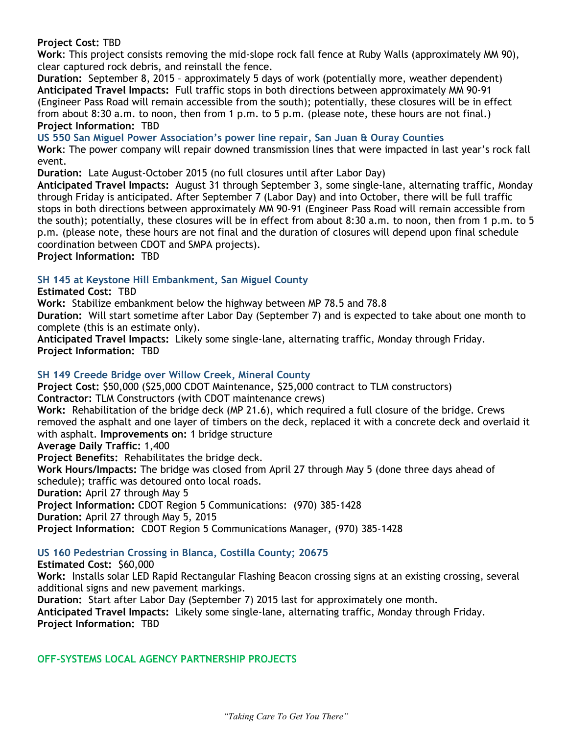**Project Cost:** TBD
**Work**: This project consists removing the mid-slope rock fall fence at Ruby Walls (approximately MM 90), clear captured rock debris, and reinstall the fence.
**Duration:** September 8, 2015 – approximately 5 days of work (potentially more, weather dependent)
**Anticipated Travel Impacts:** Full traffic stops in both directions between approximately MM 90-91 (Engineer Pass Road will remain accessible from the south); potentially, these closures will be in effect from about 8:30 a.m. to noon, then from 1 p.m. to 5 p.m. (please note, these hours are not final.)
**Project Information:** TBD

### US 550 San Miguel Power Association's power line repair, San Juan & Ouray Counties

**Work**: The power company will repair downed transmission lines that were impacted in last year's rock fall event.
**Duration:** Late August-October 2015 (no full closures until after Labor Day)
**Anticipated Travel Impacts:** August 31 through September 3, some single-lane, alternating traffic, Monday through Friday is anticipated. After September 7 (Labor Day) and into October, there will be full traffic stops in both directions between approximately MM 90-91 (Engineer Pass Road will remain accessible from the south); potentially, these closures will be in effect from about 8:30 a.m. to noon, then from 1 p.m. to 5 p.m. (please note, these hours are not final and the duration of closures will depend upon final schedule coordination between CDOT and SMPA projects).
**Project Information:** TBD

### SH 145 at Keystone Hill Embankment, San Miguel County

**Estimated Cost:** TBD
**Work:** Stabilize embankment below the highway between MP 78.5 and 78.8
**Duration:** Will start sometime after Labor Day (September 7) and is expected to take about one month to complete (this is an estimate only).
**Anticipated Travel Impacts:** Likely some single-lane, alternating traffic, Monday through Friday.
**Project Information:** TBD

### SH 149 Creede Bridge over Willow Creek, Mineral County

**Project Cost:** $50,000 ($25,000 CDOT Maintenance, $25,000 contract to TLM constructors)
**Contractor:** TLM Constructors (with CDOT maintenance crews)
**Work:** Rehabilitation of the bridge deck (MP 21.6), which required a full closure of the bridge. Crews removed the asphalt and one layer of timbers on the deck, replaced it with a concrete deck and overlaid it with asphalt. **Improvements on:** 1 bridge structure
**Average Daily Traffic:** 1,400
**Project Benefits:** Rehabilitates the bridge deck.
**Work Hours/Impacts:** The bridge was closed from April 27 through May 5 (done three days ahead of schedule); traffic was detoured onto local roads.
**Duration:** April 27 through May 5
**Project Information:** CDOT Region 5 Communications: (970) 385-1428
**Duration:** April 27 through May 5, 2015
**Project Information:** CDOT Region 5 Communications Manager, (970) 385-1428

### US 160 Pedestrian Crossing in Blanca, Costilla County; 20675

**Estimated Cost:** $60,000
**Work:** Installs solar LED Rapid Rectangular Flashing Beacon crossing signs at an existing crossing, several additional signs and new pavement markings.
**Duration:** Start after Labor Day (September 7) 2015 last for approximately one month.
**Anticipated Travel Impacts:** Likely some single-lane, alternating traffic, Monday through Friday.
**Project Information:** TBD

## OFF-SYSTEMS LOCAL AGENCY PARTNERSHIP PROJECTS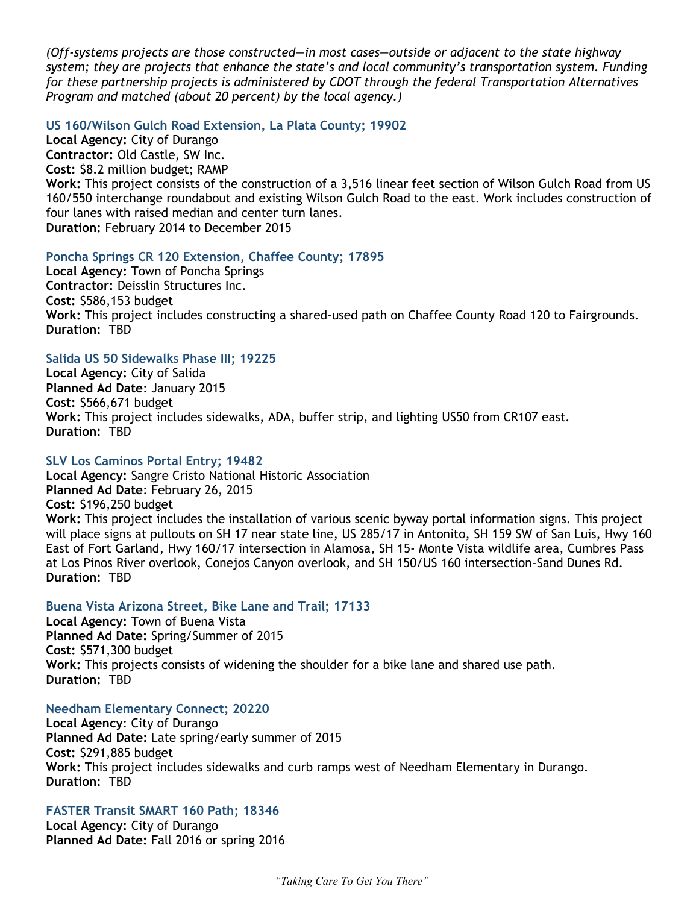*(Off-systems projects are those constructed—in most cases—outside or adjacent to the state highway system; they are projects that enhance the state's and local community's transportation system. Funding for these partnership projects is administered by CDOT through the federal Transportation Alternatives Program and matched (about 20 percent) by the local agency.)*

### US 160/Wilson Gulch Road Extension, La Plata County; 19902

**Local Agency:** City of Durango
**Contractor:** Old Castle, SW Inc.
**Cost:** $8.2 million budget; RAMP
**Work:** This project consists of the construction of a 3,516 linear feet section of Wilson Gulch Road from US 160/550 interchange roundabout and existing Wilson Gulch Road to the east. Work includes construction of four lanes with raised median and center turn lanes.
**Duration:** February 2014 to December 2015

### Poncha Springs CR 120 Extension, Chaffee County; 17895

**Local Agency:** Town of Poncha Springs
**Contractor:** Deisslin Structures Inc.
**Cost:** $586,153 budget
**Work:** This project includes constructing a shared-used path on Chaffee County Road 120 to Fairgrounds.
**Duration:** TBD

### Salida US 50 Sidewalks Phase III; 19225

**Local Agency:** City of Salida
**Planned Ad Date**: January 2015
**Cost:** $566,671 budget
**Work:** This project includes sidewalks, ADA, buffer strip, and lighting US50 from CR107 east.
**Duration:** TBD

### SLV Los Caminos Portal Entry; 19482

**Local Agency:** Sangre Cristo National Historic Association
**Planned Ad Date**: February 26, 2015
**Cost:** $196,250 budget
**Work:** This project includes the installation of various scenic byway portal information signs. This project will place signs at pullouts on SH 17 near state line, US 285/17 in Antonito, SH 159 SW of San Luis, Hwy 160 East of Fort Garland, Hwy 160/17 intersection in Alamosa, SH 15- Monte Vista wildlife area, Cumbres Pass at Los Pinos River overlook, Conejos Canyon overlook, and SH 150/US 160 intersection-Sand Dunes Rd.
**Duration:** TBD

### Buena Vista Arizona Street, Bike Lane and Trail; 17133

**Local Agency:** Town of Buena Vista
**Planned Ad Date:** Spring/Summer of 2015
**Cost:** $571,300 budget
**Work:** This projects consists of widening the shoulder for a bike lane and shared use path.
**Duration:** TBD

### Needham Elementary Connect; 20220

**Local Agency**: City of Durango
**Planned Ad Date:** Late spring/early summer of 2015
**Cost:** $291,885 budget
**Work:** This project includes sidewalks and curb ramps west of Needham Elementary in Durango.
**Duration:** TBD

### FASTER Transit SMART 160 Path; 18346

**Local Agency:** City of Durango
**Planned Ad Date:** Fall 2016 or spring 2016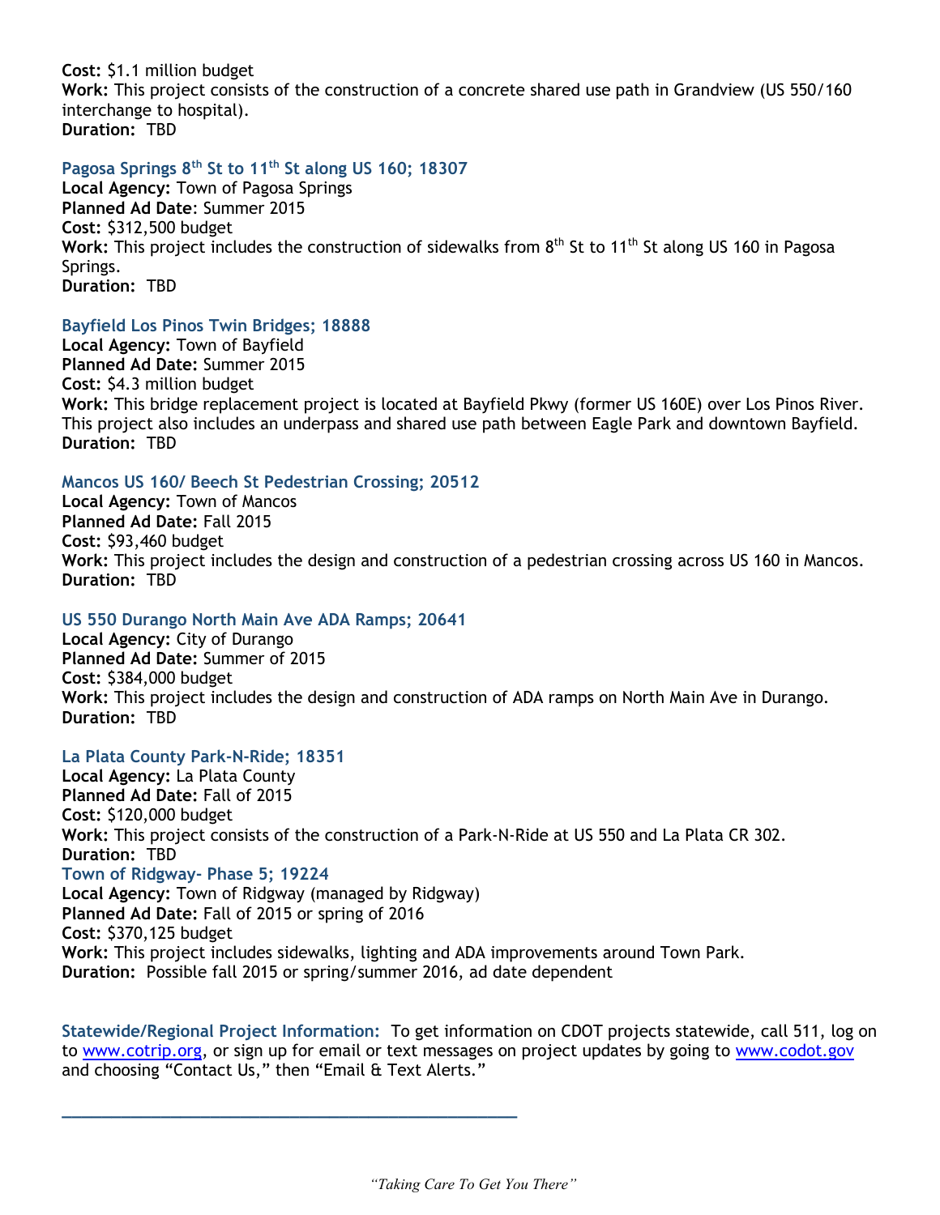**Cost:** $1.1 million budget
**Work:** This project consists of the construction of a concrete shared use path in Grandview (US 550/160 interchange to hospital).
**Duration:** TBD

### Pagosa Springs 8th St to 11th St along US 160; 18307

**Local Agency:** Town of Pagosa Springs
**Planned Ad Date**: Summer 2015
**Cost:** $312,500 budget
**Work:** This project includes the construction of sidewalks from 8th St to 11th St along US 160 in Pagosa Springs.
**Duration:** TBD

### Bayfield Los Pinos Twin Bridges; 18888

**Local Agency:** Town of Bayfield
**Planned Ad Date:** Summer 2015
**Cost:** $4.3 million budget
**Work:** This bridge replacement project is located at Bayfield Pkwy (former US 160E) over Los Pinos River. This project also includes an underpass and shared use path between Eagle Park and downtown Bayfield.
**Duration:** TBD

### Mancos US 160/ Beech St Pedestrian Crossing; 20512

**Local Agency:** Town of Mancos
**Planned Ad Date:** Fall 2015
**Cost:** $93,460 budget
**Work:** This project includes the design and construction of a pedestrian crossing across US 160 in Mancos.
**Duration:** TBD

### US 550 Durango North Main Ave ADA Ramps; 20641

**Local Agency:** City of Durango
**Planned Ad Date:** Summer of 2015
**Cost:** $384,000 budget
**Work:** This project includes the design and construction of ADA ramps on North Main Ave in Durango.
**Duration:** TBD

### La Plata County Park-N-Ride; 18351

**Local Agency:** La Plata County
**Planned Ad Date:** Fall of 2015
**Cost:** $120,000 budget
**Work:** This project consists of the construction of a Park-N-Ride at US 550 and La Plata CR 302.
**Duration:** TBD

### Town of Ridgway- Phase 5; 19224

**Local Agency:** Town of Ridgway (managed by Ridgway)
**Planned Ad Date:** Fall of 2015 or spring of 2016
**Cost:** $370,125 budget
**Work:** This project includes sidewalks, lighting and ADA improvements around Town Park.
**Duration:** Possible fall 2015 or spring/summer 2016, ad date dependent

**Statewide/Regional Project Information:** To get information on CDOT projects statewide, call 511, log on to www.cotrip.org, or sign up for email or text messages on project updates by going to www.codot.gov and choosing "Contact Us," then "Email & Text Alerts."

---

*"Taking Care To Get You There"*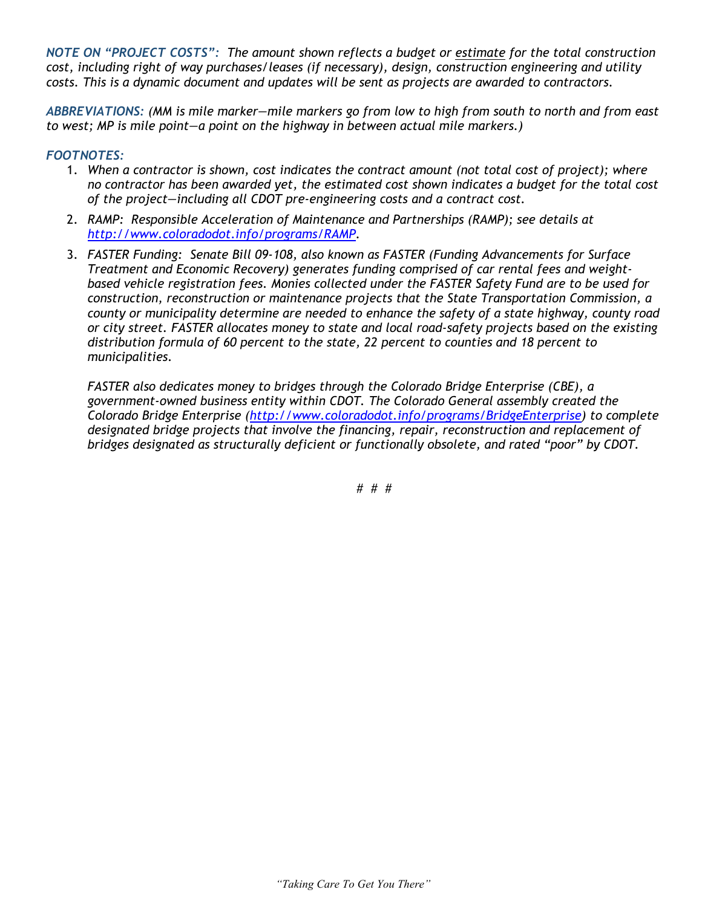***NOTE ON "PROJECT COSTS":*** *The amount shown reflects a budget or estimate for the total construction cost, including right of way purchases/leases (if necessary), design, construction engineering and utility costs. This is a dynamic document and updates will be sent as projects are awarded to contractors.*

***ABBREVIATIONS:*** *(MM is mile marker—mile markers go from low to high from south to north and from east to west; MP is mile point—a point on the highway in between actual mile markers.)*

***FOOTNOTES:***

1. *When a contractor is shown, cost indicates the contract amount (not total cost of project); where no contractor has been awarded yet, the estimated cost shown indicates a budget for the total cost of the project—including all CDOT pre-engineering costs and a contract cost.*
2. *RAMP: Responsible Acceleration of Maintenance and Partnerships (RAMP); see details at [http://www.coloradodot.info/programs/RAMP](http://www.coloradodot.info/programs/RAMP).*
3. *FASTER Funding: Senate Bill 09-108, also known as FASTER (Funding Advancements for Surface Treatment and Economic Recovery) generates funding comprised of car rental fees and weight-based vehicle registration fees. Monies collected under the FASTER Safety Fund are to be used for construction, reconstruction or maintenance projects that the State Transportation Commission, a county or municipality determine are needed to enhance the safety of a state highway, county road or city street. FASTER allocates money to state and local road-safety projects based on the existing distribution formula of 60 percent to the state, 22 percent to counties and 18 percent to municipalities.*

   *FASTER also dedicates money to bridges through the Colorado Bridge Enterprise (CBE), a government-owned business entity within CDOT. The Colorado General assembly created the Colorado Bridge Enterprise ([http://www.coloradodot.info/programs/BridgeEnterprise](http://www.coloradodot.info/programs/BridgeEnterprise)) to complete designated bridge projects that involve the financing, repair, reconstruction and replacement of bridges designated as structurally deficient or functionally obsolete, and rated "poor" by CDOT.*

# # #